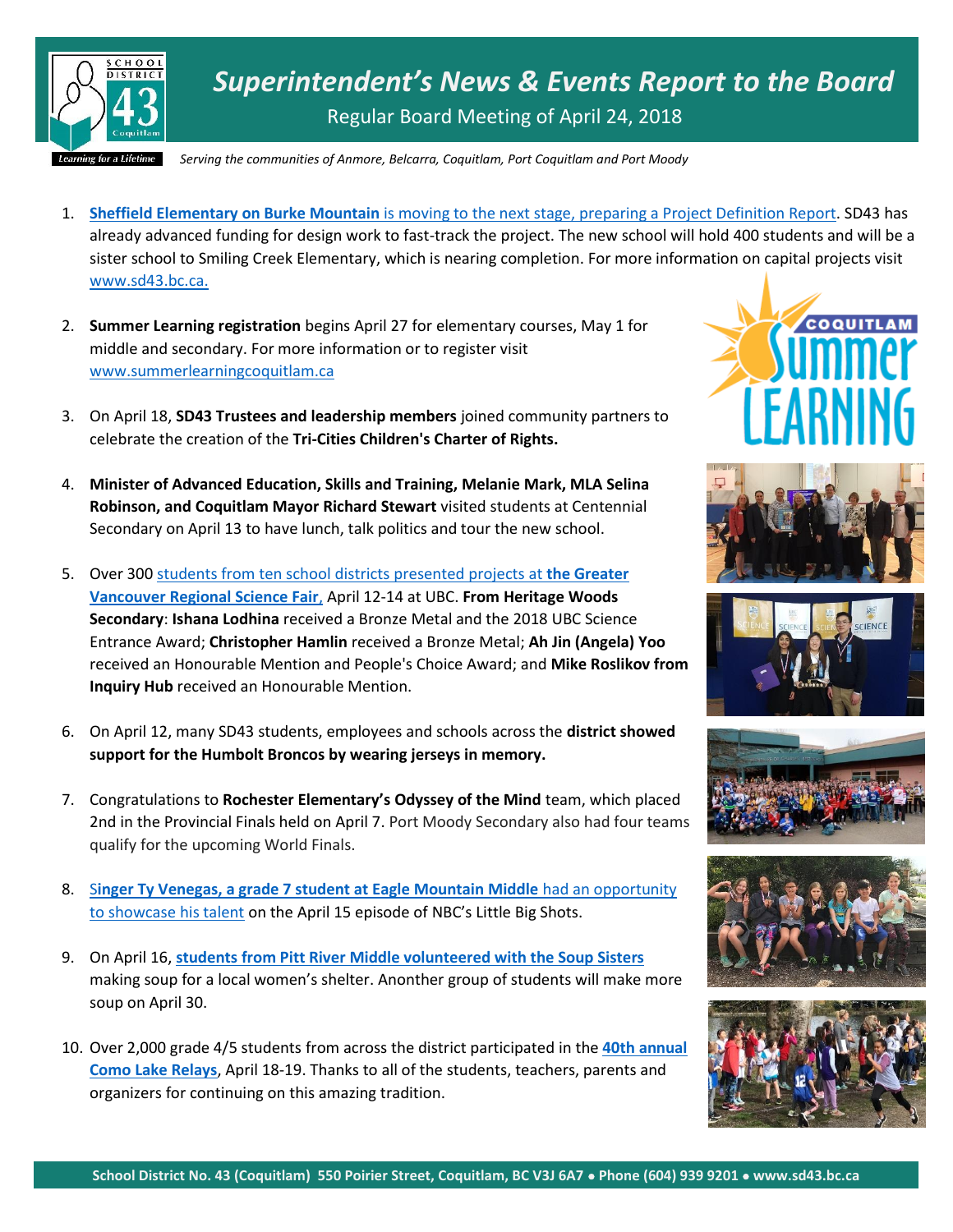# *Superintendent's News & Events Report to the Board*

Regular Board Meeting of April 24, 2018

*Serving the communities of Anmore, Belcarra, Coquitlam, Port Coquitlam and Port Moody*

1. **Sheffield Elementary on Burke Mountain** is moving to the next stage, preparing a Project Definition Report. SD43 has already advanced funding for design work to fast-track the project. The new school will hold 400 students and will be a sister school to Smiling Creek Elementary, which is nearing completion. For more information on capital projects visit www.sd43.bc.ca.

2. **Summer Learning registration** begins April 27 for elementary courses, May 1 for middle and secondary. For more information or to register visit www.summerlearningcoquitlam.ca

3. On April 18, **SD43 Trustees and leadership members** joined community partners to celebrate the creation of the **Tri-Cities Children's Charter of Rights.**

4. **Minister of Advanced Education, Skills and Training, Melanie Mark, MLA Selina Robinson, and Coquitlam Mayor Richard Stewart** visited students at Centennial Secondary on April 13 to have lunch, talk politics and tour the new school.

5. Over 300 students from ten school districts presented projects at **the Greater Vancouver Regional Science Fair**, April 12-14 at UBC. **From Heritage Woods Secondary**: **Ishana Lodhina** received a Bronze Metal and the 2018 UBC Science Entrance Award; **Christopher Hamlin** received a Bronze Metal; **Ah Jin (Angela) Yoo** received an Honourable Mention and People's Choice Award; and **Mike Roslikov from Inquiry Hub** received an Honourable Mention.

6. On April 12, many SD43 students, employees and schools across the **district showed support for the Humbolt Broncos by wearing jerseys in memory.**

7. Congratulations to **Rochester Elementary's Odyssey of the Mind** team, which placed 2nd in the Provincial Finals held on April 7. Port Moody Secondary also had four teams qualify for the upcoming World Finals.

8. Singer Ty Venegas, a grade 7 student at Eagle Mountain Middle had an opportunity to showcase his talent on the April 15 episode of NBC's Little Big Shots.

9. On April 16, **students from Pitt River Middle volunteered with the Soup Sisters** making soup for a local women's shelter. Anonther group of students will make more soup on April 30.

10. Over 2,000 grade 4/5 students from across the district participated in the **40th annual Como Lake Relays**, April 18-19. Thanks to all of the students, teachers, parents and organizers for continuing on this amazing tradition.

**School District No. 43 (Coquitlam) 550 Poirier Street, Coquitlam, BC V3J 6A7 • Phone (604) 939 9201 • www.sd43.bc.ca**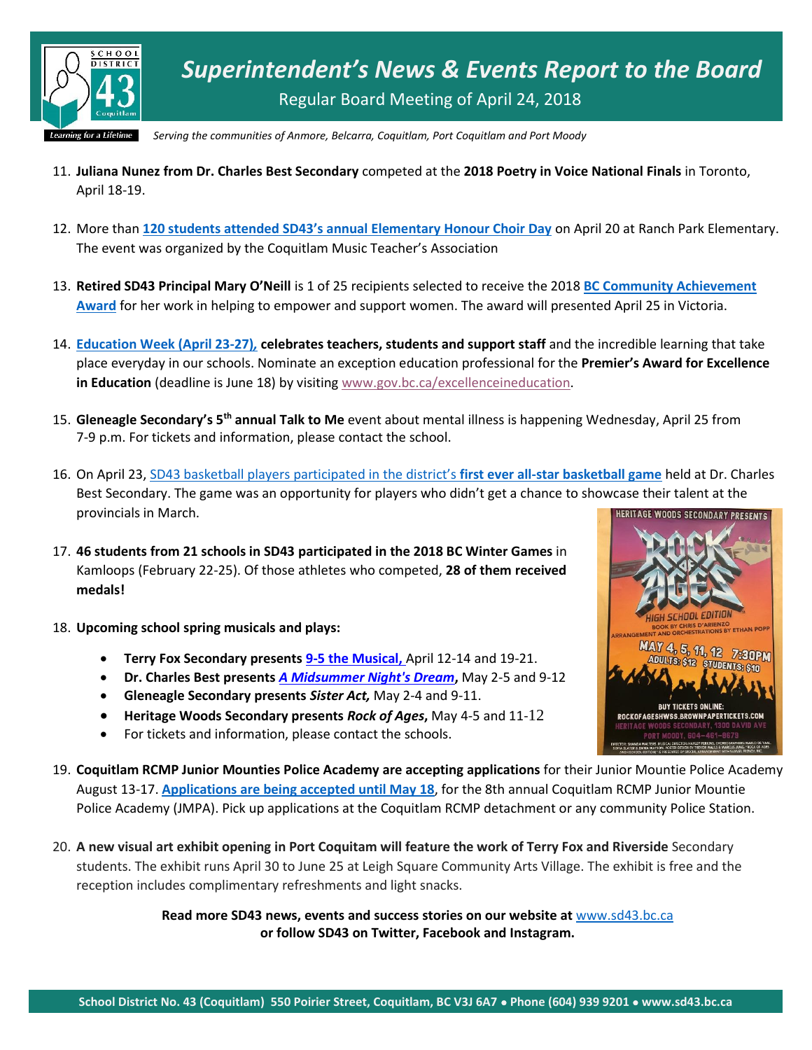# Superintendent's News & Events Report to the Board

Regular Board Meeting of April 24, 2018

*Serving the communities of Anmore, Belcarra, Coquitlam, Port Coquitlam and Port Moody*

11. **Juliana Nunez from Dr. Charles Best Secondary** competed at the **2018 Poetry in Voice National Finals** in Toronto, April 18-19.

12. More than **120 students attended SD43's annual Elementary Honour Choir Day** on April 20 at Ranch Park Elementary. The event was organized by the Coquitlam Music Teacher's Association

13. **Retired SD43 Principal Mary O'Neill** is 1 of 25 recipients selected to receive the 2018 **BC Community Achievement Award** for her work in helping to empower and support women. The award will presented April 25 in Victoria.

14. **Education Week (April 23-27), celebrates teachers, students and support staff** and the incredible learning that take place everyday in our schools. Nominate an exception education professional for the **Premier's Award for Excellence in Education** (deadline is June 18) by visiting www.gov.bc.ca/excellenceineducation.

15. **Gleneagle Secondary's 5th annual Talk to Me** event about mental illness is happening Wednesday, April 25 from 7-9 p.m. For tickets and information, please contact the school.

16. On April 23, SD43 basketball players participated in the district's **first ever all-star basketball game** held at Dr. Charles Best Secondary. The game was an opportunity for players who didn't get a chance to showcase their talent at the provincials in March.

17. **46 students from 21 schools in SD43 participated in the 2018 BC Winter Games** in Kamloops (February 22-25). Of those athletes who competed, **28 of them received medals!**

18. **Upcoming school spring musicals and plays:**
    - **Terry Fox Secondary presents 9-5 the Musical,** April 12-14 and 19-21.
    - **Dr. Charles Best presents *A Midsummer Night's Dream*,** May 2-5 and 9-12
    - **Gleneagle Secondary presents *Sister Act,*** May 2-4 and 9-11.
    - **Heritage Woods Secondary presents *Rock of Ages*,** May 4-5 and 11-12
    - For tickets and information, please contact the schools.

HERITAGE WOODS SECONDARY PRESENTS
ROCK OF AGES
HIGH SCHOOL EDITION
BOOK BY CHRIS D'ARIENZO
ARRANGEMENT AND ORCHESTRATIONS BY ETHAN POPP
MAY 4, 5, 11, 12 7:30PM
ADULTS: $12 STUDENTS: $10
BUY TICKETS ONLINE:
ROCKOFAGESHWSS.BROWNPAPERTICKETS.COM
HERITAGE WOODS SECONDARY, 1300 DAVID AVE
PORT MOODY, 604-461-8679

19. **Coquitlam RCMP Junior Mounties Police Academy are accepting applications** for their Junior Mountie Police Academy August 13-17. **Applications are being accepted until May 18**, for the 8th annual Coquitlam RCMP Junior Mountie Police Academy (JMPA). Pick up applications at the Coquitlam RCMP detachment or any community Police Station.

20. **A new visual art exhibit opening in Port Coquitam will feature the work of Terry Fox and Riverside** Secondary students. The exhibit runs April 30 to June 25 at Leigh Square Community Arts Village. The exhibit is free and the reception includes complimentary refreshments and light snacks.

**Read more SD43 news, events and success stories on our website at** www.sd43.bc.ca
**or follow SD43 on Twitter, Facebook and Instagram.**

**School District No. 43 (Coquitlam) 550 Poirier Street, Coquitlam, BC V3J 6A7 • Phone (604) 939 9201 • www.sd43.bc.ca**